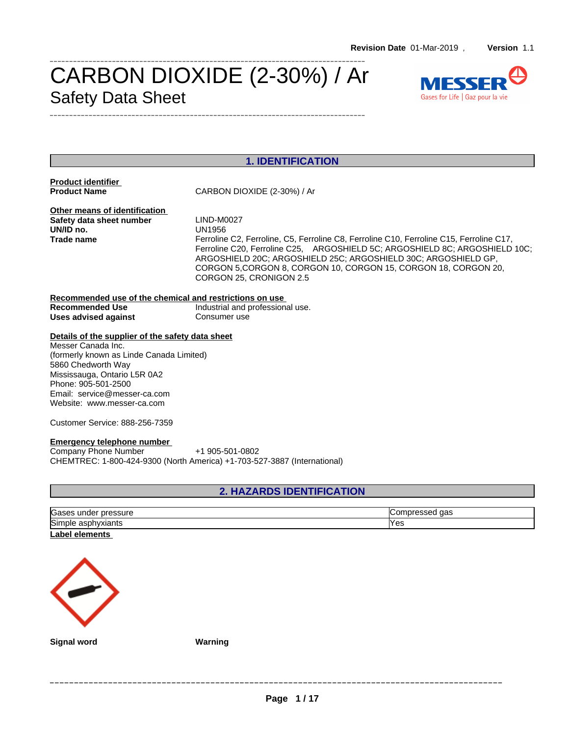Revision Date 01-Mar-2019 , Version 1.1

# CARBON DIOXIDE (2-30%) / Ar
## Safety Data Sheet

MESSER
Gases for Life | Gaz pour la vie

## 1. IDENTIFICATION

**Product identifier**

**Product Name** CARBON DIOXIDE (2-30%) / Ar

**Other means of identification**

**Safety data sheet number** LIND-M0027

**UN/ID no.** UN1956

**Trade name** Ferroline C2, Ferroline, C5, Ferroline C8, Ferroline C10, Ferroline C15, Ferroline C17, Ferroline C20, Ferroline C25, ARGOSHIELD 5C; ARGOSHIELD 8C; ARGOSHIELD 10C; ARGOSHIELD 20C; ARGOSHIELD 25C; ARGOSHIELD 30C; ARGOSHIELD GP, CORGON 5,CORGON 8, CORGON 10, CORGON 15, CORGON 18, CORGON 20, CORGON 25, CRONIGON 2.5

**Recommended use of the chemical and restrictions on use**

**Recommended Use** Industrial and professional use.

**Uses advised against** Consumer use

**Details of the supplier of the safety data sheet**

Messer Canada Inc.
(formerly known as Linde Canada Limited)
5860 Chedworth Way
Mississauga, Ontario L5R 0A2
Phone: 905-501-2500
Email: service@messer-ca.com
Website: www.messer-ca.com

Customer Service: 888-256-7359

**Emergency telephone number**

Company Phone Number +1 905-501-0802
CHEMTREC: 1-800-424-9300 (North America) +1-703-527-3887 (International)

## 2. HAZARDS IDENTIFICATION

| | |
|---|---|
| Gases under pressure | Compressed gas |
| Simple asphyxiants | Yes |

**Label elements**

**Signal word** Warning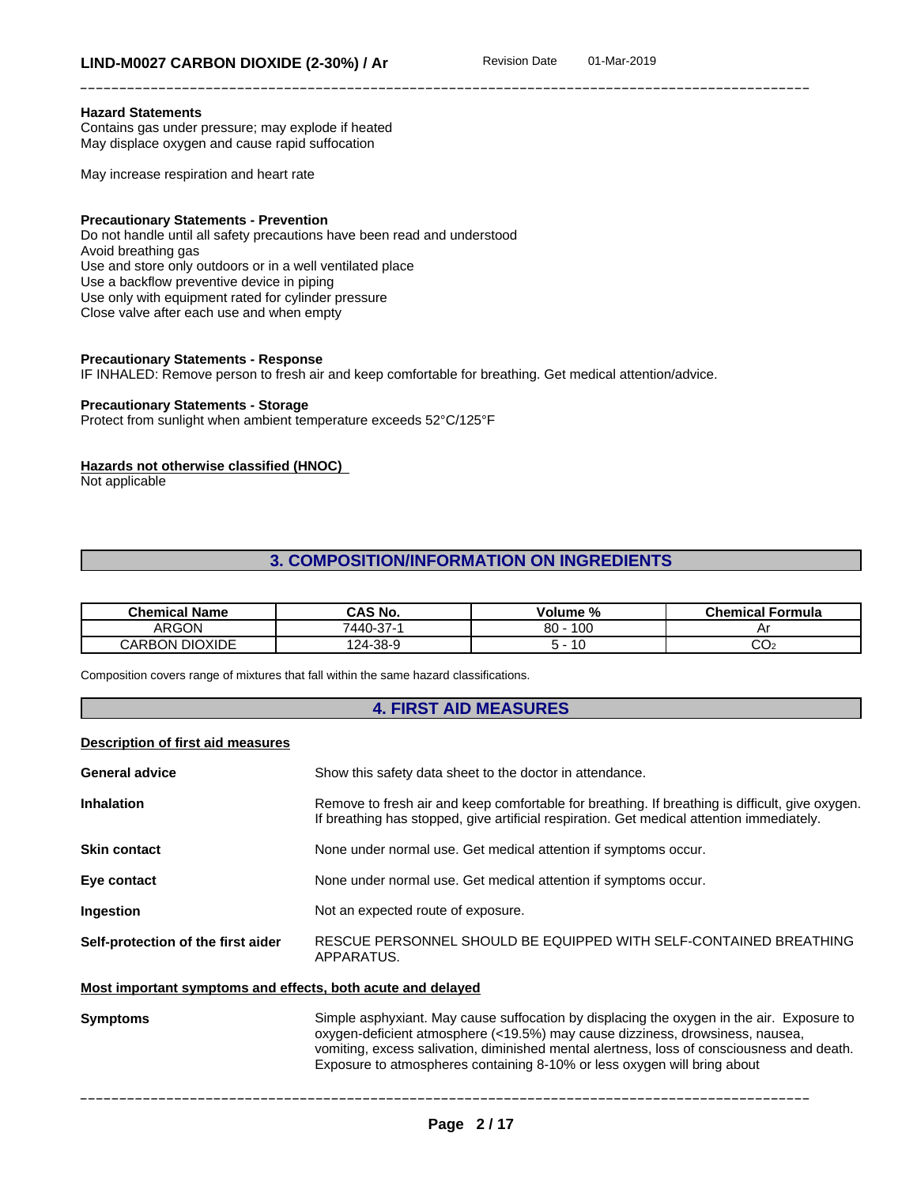**Hazard Statements**
Contains gas under pressure; may explode if heated
May displace oxygen and cause rapid suffocation

May increase respiration and heart rate

**Precautionary Statements - Prevention**
Do not handle until all safety precautions have been read and understood
Avoid breathing gas
Use and store only outdoors or in a well ventilated place
Use a backflow preventive device in piping
Use only with equipment rated for cylinder pressure
Close valve after each use and when empty

**Precautionary Statements - Response**
IF INHALED: Remove person to fresh air and keep comfortable for breathing. Get medical attention/advice.

**Precautionary Statements - Storage**
Protect from sunlight when ambient temperature exceeds 52°C/125°F

**Hazards not otherwise classified (HNOC)**
Not applicable

## 3. COMPOSITION/INFORMATION ON INGREDIENTS

| Chemical Name | CAS No. | Volume % | Chemical Formula |
|---|---|---|---|
| ARGON | 7440-37-1 | 80 - 100 | Ar |
| CARBON DIOXIDE | 124-38-9 | 5 - 10 | $CO_2$ |

Composition covers range of mixtures that fall within the same hazard classifications.

## 4. FIRST AID MEASURES

**Description of first aid measures**

**General advice** Show this safety data sheet to the doctor in attendance.

**Inhalation** Remove to fresh air and keep comfortable for breathing. If breathing is difficult, give oxygen. If breathing has stopped, give artificial respiration. Get medical attention immediately.

**Skin contact** None under normal use. Get medical attention if symptoms occur.

**Eye contact** None under normal use. Get medical attention if symptoms occur.

**Ingestion** Not an expected route of exposure.

**Self-protection of the first aider** RESCUE PERSONNEL SHOULD BE EQUIPPED WITH SELF-CONTAINED BREATHING APPARATUS.

**Most important symptoms and effects, both acute and delayed**

**Symptoms** Simple asphyxiant. May cause suffocation by displacing the oxygen in the air. Exposure to oxygen-deficient atmosphere (<19.5%) may cause dizziness, drowsiness, nausea, vomiting, excess salivation, diminished mental alertness, loss of consciousness and death. Exposure to atmospheres containing 8-10% or less oxygen will bring about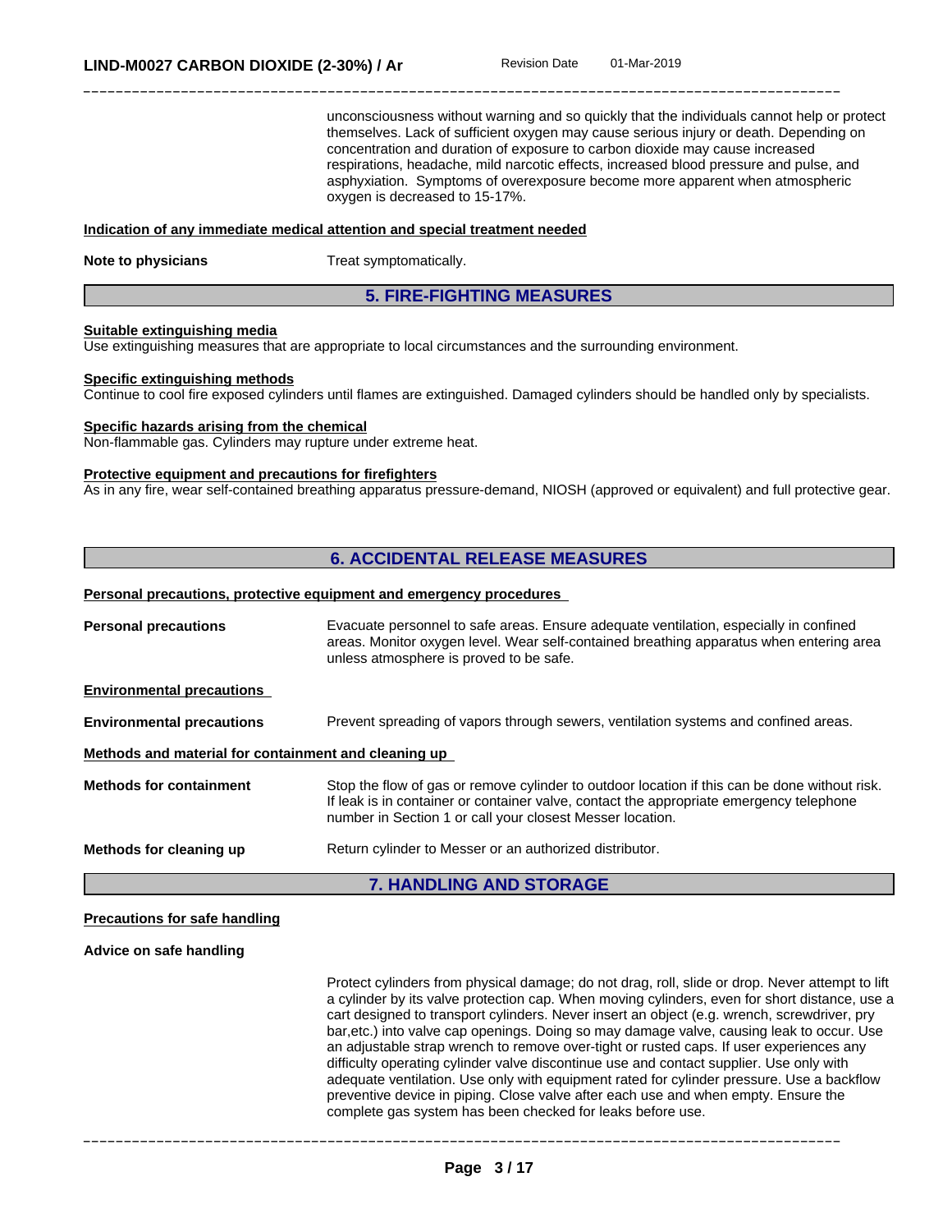unconsciousness without warning and so quickly that the individuals cannot help or protect themselves. Lack of sufficient oxygen may cause serious injury or death. Depending on concentration and duration of exposure to carbon dioxide may cause increased respirations, headache, mild narcotic effects, increased blood pressure and pulse, and asphyxiation. Symptoms of overexposure become more apparent when atmospheric oxygen is decreased to 15-17%.

**Indication of any immediate medical attention and special treatment needed**

**Note to physicians** Treat symptomatically.

## 5. FIRE-FIGHTING MEASURES

**Suitable extinguishing media**

Use extinguishing measures that are appropriate to local circumstances and the surrounding environment.

**Specific extinguishing methods**

Continue to cool fire exposed cylinders until flames are extinguished. Damaged cylinders should be handled only by specialists.

**Specific hazards arising from the chemical**

Non-flammable gas. Cylinders may rupture under extreme heat.

**Protective equipment and precautions for firefighters**

As in any fire, wear self-contained breathing apparatus pressure-demand, NIOSH (approved or equivalent) and full protective gear.

## 6. ACCIDENTAL RELEASE MEASURES

**Personal precautions, protective equipment and emergency procedures**

**Personal precautions** Evacuate personnel to safe areas. Ensure adequate ventilation, especially in confined areas. Monitor oxygen level. Wear self-contained breathing apparatus when entering area unless atmosphere is proved to be safe.

**Environmental precautions**

**Environmental precautions** Prevent spreading of vapors through sewers, ventilation systems and confined areas.

**Methods and material for containment and cleaning up**

**Methods for containment** Stop the flow of gas or remove cylinder to outdoor location if this can be done without risk. If leak is in container or container valve, contact the appropriate emergency telephone number in Section 1 or call your closest Messer location.

**Methods for cleaning up** Return cylinder to Messer or an authorized distributor.

## 7. HANDLING AND STORAGE

**Precautions for safe handling**

**Advice on safe handling**

Protect cylinders from physical damage; do not drag, roll, slide or drop. Never attempt to lift a cylinder by its valve protection cap. When moving cylinders, even for short distance, use a cart designed to transport cylinders. Never insert an object (e.g. wrench, screwdriver, pry bar,etc.) into valve cap openings. Doing so may damage valve, causing leak to occur. Use an adjustable strap wrench to remove over-tight or rusted caps. If user experiences any difficulty operating cylinder valve discontinue use and contact supplier. Use only with adequate ventilation. Use only with equipment rated for cylinder pressure. Use a backflow preventive device in piping. Close valve after each use and when empty. Ensure the complete gas system has been checked for leaks before use.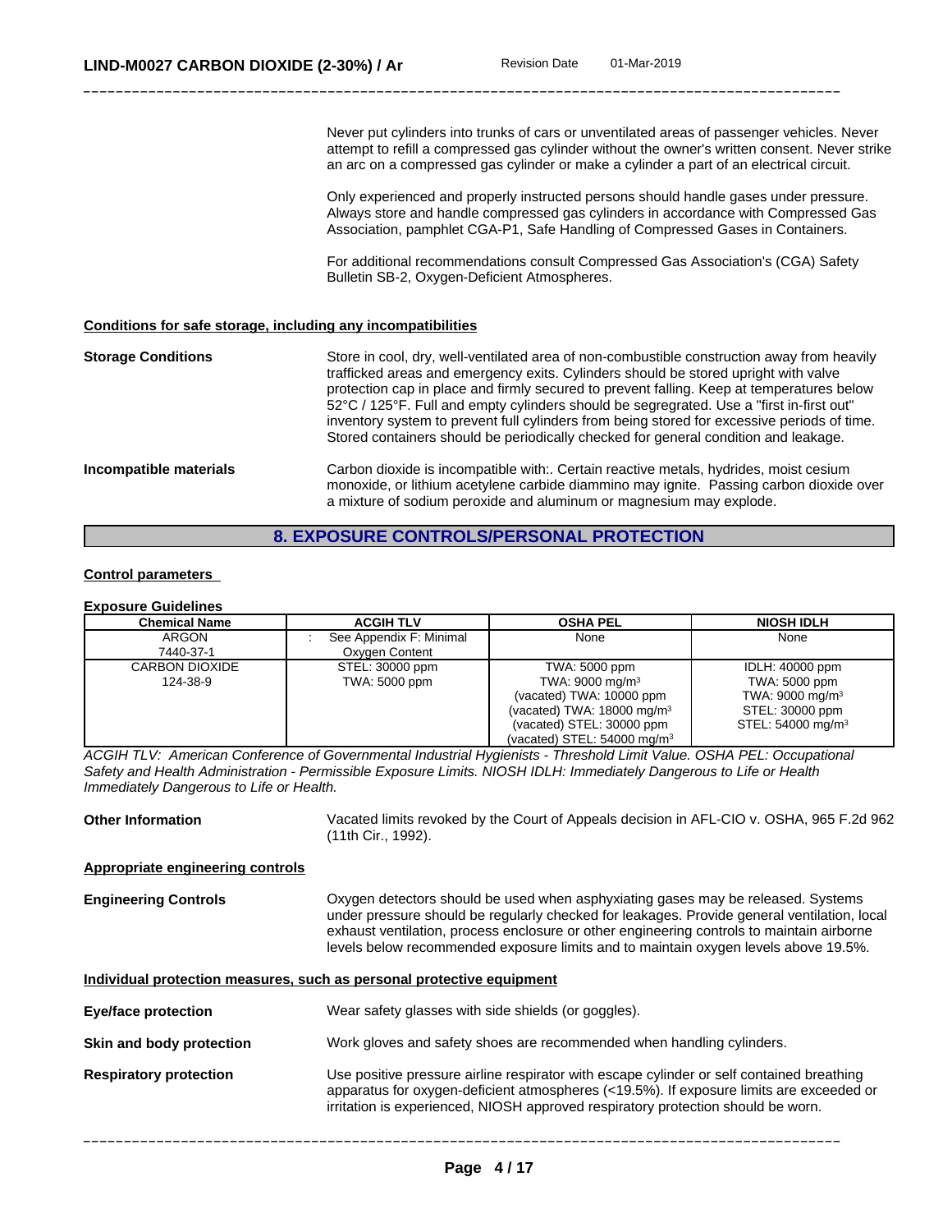Never put cylinders into trunks of cars or unventilated areas of passenger vehicles. Never attempt to refill a compressed gas cylinder without the owner's written consent. Never strike an arc on a compressed gas cylinder or make a cylinder a part of an electrical circuit.

Only experienced and properly instructed persons should handle gases under pressure. Always store and handle compressed gas cylinders in accordance with Compressed Gas Association, pamphlet CGA-P1, Safe Handling of Compressed Gases in Containers.

For additional recommendations consult Compressed Gas Association's (CGA) Safety Bulletin SB-2, Oxygen-Deficient Atmospheres.

**Conditions for safe storage, including any incompatibilities**

**Storage Conditions** Store in cool, dry, well-ventilated area of non-combustible construction away from heavily trafficked areas and emergency exits. Cylinders should be stored upright with valve protection cap in place and firmly secured to prevent falling. Keep at temperatures below 52°C / 125°F. Full and empty cylinders should be segregrated. Use a "first in-first out" inventory system to prevent full cylinders from being stored for excessive periods of time. Stored containers should be periodically checked for general condition and leakage.

**Incompatible materials** Carbon dioxide is incompatible with:. Certain reactive metals, hydrides, moist cesium monoxide, or lithium acetylene carbide diammino may ignite. Passing carbon dioxide over a mixture of sodium peroxide and aluminum or magnesium may explode.

## 8. EXPOSURE CONTROLS/PERSONAL PROTECTION

**Control parameters**

**Exposure Guidelines**

| Chemical Name | ACGIH TLV | OSHA PEL | NIOSH IDLH |
|---|---|---|---|
| ARGON<br>7440-37-1 | : See Appendix F: Minimal Oxygen Content | None | None |
| CARBON DIOXIDE<br>124-38-9 | STEL: 30000 ppm<br>TWA: 5000 ppm | TWA: 5000 ppm<br>TWA: 9000 mg/m³<br>(vacated) TWA: 10000 ppm<br>(vacated) TWA: 18000 mg/m³<br>(vacated) STEL: 30000 ppm<br>(vacated) STEL: 54000 mg/m³ | IDLH: 40000 ppm<br>TWA: 5000 ppm<br>TWA: 9000 mg/m³<br>STEL: 30000 ppm<br>STEL: 54000 mg/m³ |

*ACGIH TLV: American Conference of Governmental Industrial Hygienists - Threshold Limit Value. OSHA PEL: Occupational Safety and Health Administration - Permissible Exposure Limits. NIOSH IDLH: Immediately Dangerous to Life or Health Immediately Dangerous to Life or Health.*

**Other Information** Vacated limits revoked by the Court of Appeals decision in AFL-CIO v. OSHA, 965 F.2d 962 (11th Cir., 1992).

**Appropriate engineering controls**

**Engineering Controls** Oxygen detectors should be used when asphyxiating gases may be released. Systems under pressure should be regularly checked for leakages. Provide general ventilation, local exhaust ventilation, process enclosure or other engineering controls to maintain airborne levels below recommended exposure limits and to maintain oxygen levels above 19.5%.

**Individual protection measures, such as personal protective equipment**

**Eye/face protection** Wear safety glasses with side shields (or goggles).

**Skin and body protection** Work gloves and safety shoes are recommended when handling cylinders.

**Respiratory protection** Use positive pressure airline respirator with escape cylinder or self contained breathing apparatus for oxygen-deficient atmospheres (<19.5%). If exposure limits are exceeded or irritation is experienced, NIOSH approved respiratory protection should be worn.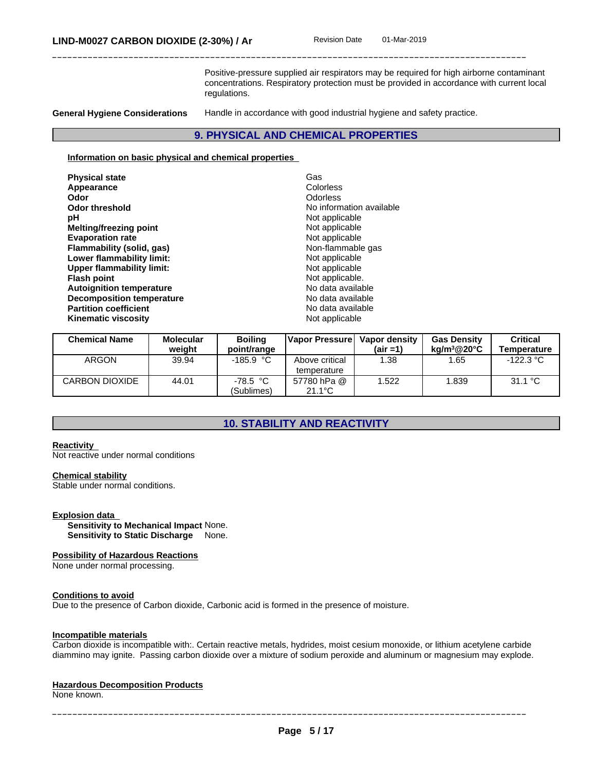Positive-pressure supplied air respirators may be required for high airborne contaminant concentrations. Respiratory protection must be provided in accordance with current local regulations.

**General Hygiene Considerations** Handle in accordance with good industrial hygiene and safety practice.

## 9. PHYSICAL AND CHEMICAL PROPERTIES

**Information on basic physical and chemical properties**

| | |
|---|---|
| **Physical state** | Gas |
| **Appearance** | Colorless |
| **Odor** | Odorless |
| **Odor threshold** | No information available |
| **pH** | Not applicable |
| **Melting/freezing point** | Not applicable |
| **Evaporation rate** | Not applicable |
| **Flammability (solid, gas)** | Non-flammable gas |
| **Lower flammability limit:** | Not applicable |
| **Upper flammability limit:** | Not applicable |
| **Flash point** | Not applicable. |
| **Autoignition temperature** | No data available |
| **Decomposition temperature** | No data available |
| **Partition coefficient** | No data available |
| **Kinematic viscosity** | Not applicable |

| Chemical Name | Molecular weight | Boiling point/range | Vapor Pressure | Vapor density (air =1) | Gas Density $kg/m^3$@20°C | Critical Temperature |
|---|---|---|---|---|---|---|
| ARGON | 39.94 | -185.9 °C | Above critical temperature | 1.38 | 1.65 | -122.3 °C |
| CARBON DIOXIDE | 44.01 | -78.5 °C (Sublimes) | 57780 hPa @ 21.1°C | 1.522 | 1.839 | 31.1 °C |

## 10. STABILITY AND REACTIVITY

**Reactivity**
Not reactive under normal conditions

**Chemical stability**
Stable under normal conditions.

**Explosion data**
**Sensitivity to Mechanical Impact** None.
**Sensitivity to Static Discharge** None.

**Possibility of Hazardous Reactions**
None under normal processing.

**Conditions to avoid**
Due to the presence of Carbon dioxide, Carbonic acid is formed in the presence of moisture.

**Incompatible materials**
Carbon dioxide is incompatible with:. Certain reactive metals, hydrides, moist cesium monoxide, or lithium acetylene carbide diammino may ignite. Passing carbon dioxide over a mixture of sodium peroxide and aluminum or magnesium may explode.

**Hazardous Decomposition Products**
None known.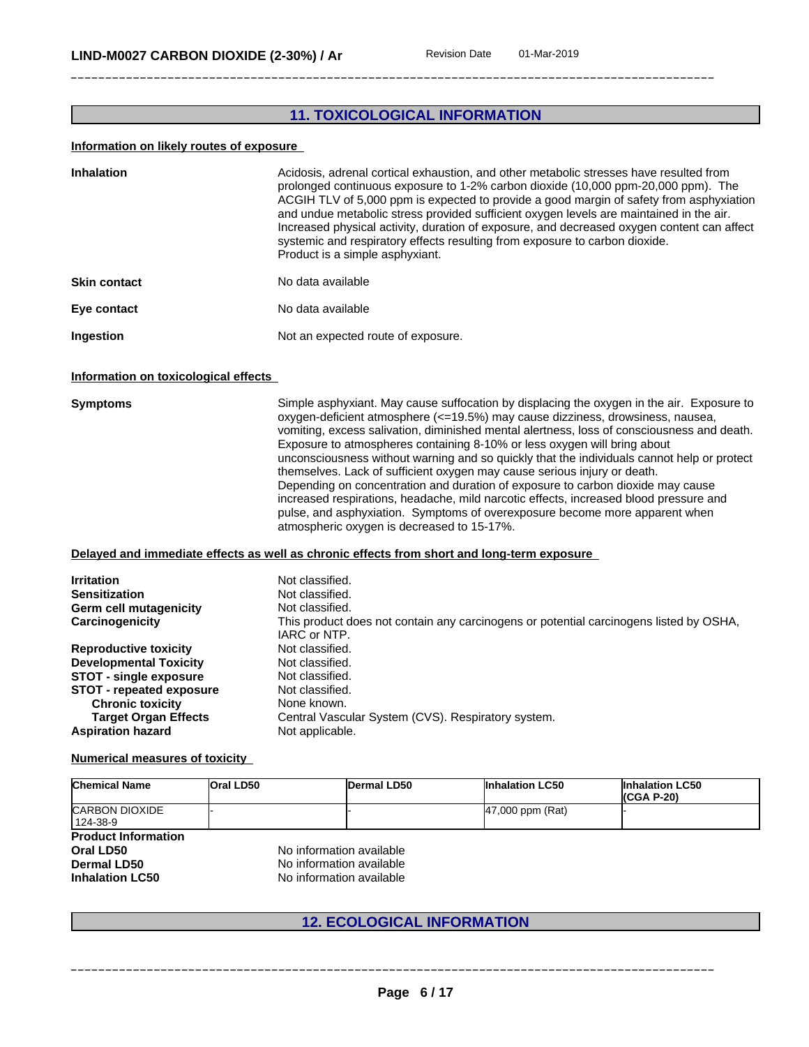## 11. TOXICOLOGICAL INFORMATION

**Information on likely routes of exposure**

**Inhalation** Acidosis, adrenal cortical exhaustion, and other metabolic stresses have resulted from prolonged continuous exposure to 1-2% carbon dioxide (10,000 ppm-20,000 ppm). The ACGIH TLV of 5,000 ppm is expected to provide a good margin of safety from asphyxiation and undue metabolic stress provided sufficient oxygen levels are maintained in the air. Increased physical activity, duration of exposure, and decreased oxygen content can affect systemic and respiratory effects resulting from exposure to carbon dioxide.
Product is a simple asphyxiant.

**Skin contact** No data available

**Eye contact** No data available

**Ingestion** Not an expected route of exposure.

**Information on toxicological effects**

**Symptoms** Simple asphyxiant. May cause suffocation by displacing the oxygen in the air. Exposure to oxygen-deficient atmosphere (<=19.5%) may cause dizziness, drowsiness, nausea, vomiting, excess salivation, diminished mental alertness, loss of consciousness and death. Exposure to atmospheres containing 8-10% or less oxygen will bring about unconsciousness without warning and so quickly that the individuals cannot help or protect themselves. Lack of sufficient oxygen may cause serious injury or death.
Depending on concentration and duration of exposure to carbon dioxide may cause increased respirations, headache, mild narcotic effects, increased blood pressure and pulse, and asphyxiation. Symptoms of overexposure become more apparent when atmospheric oxygen is decreased to 15-17%.

**Delayed and immediate effects as well as chronic effects from short and long-term exposure**

**Irritation** Not classified.
**Sensitization** Not classified.
**Germ cell mutagenicity** Not classified.
**Carcinogenicity** This product does not contain any carcinogens or potential carcinogens listed by OSHA, IARC or NTP.
**Reproductive toxicity** Not classified.
**Developmental Toxicity** Not classified.
**STOT - single exposure** Not classified.
**STOT - repeated exposure** Not classified.
**Chronic toxicity** None known.
**Target Organ Effects** Central Vascular System (CVS). Respiratory system.
**Aspiration hazard** Not applicable.

**Numerical measures of toxicity**

| Chemical Name | Oral LD50 | Dermal LD50 | Inhalation LC50 | Inhalation LC50 (CGA P-20) |
|---|---|---|---|---|
| CARBON DIOXIDE 124-38-9 | - | - | 47,000 ppm (Rat) | - |

**Product Information**
**Oral LD50** No information available
**Dermal LD50** No information available
**Inhalation LC50** No information available

## 12. ECOLOGICAL INFORMATION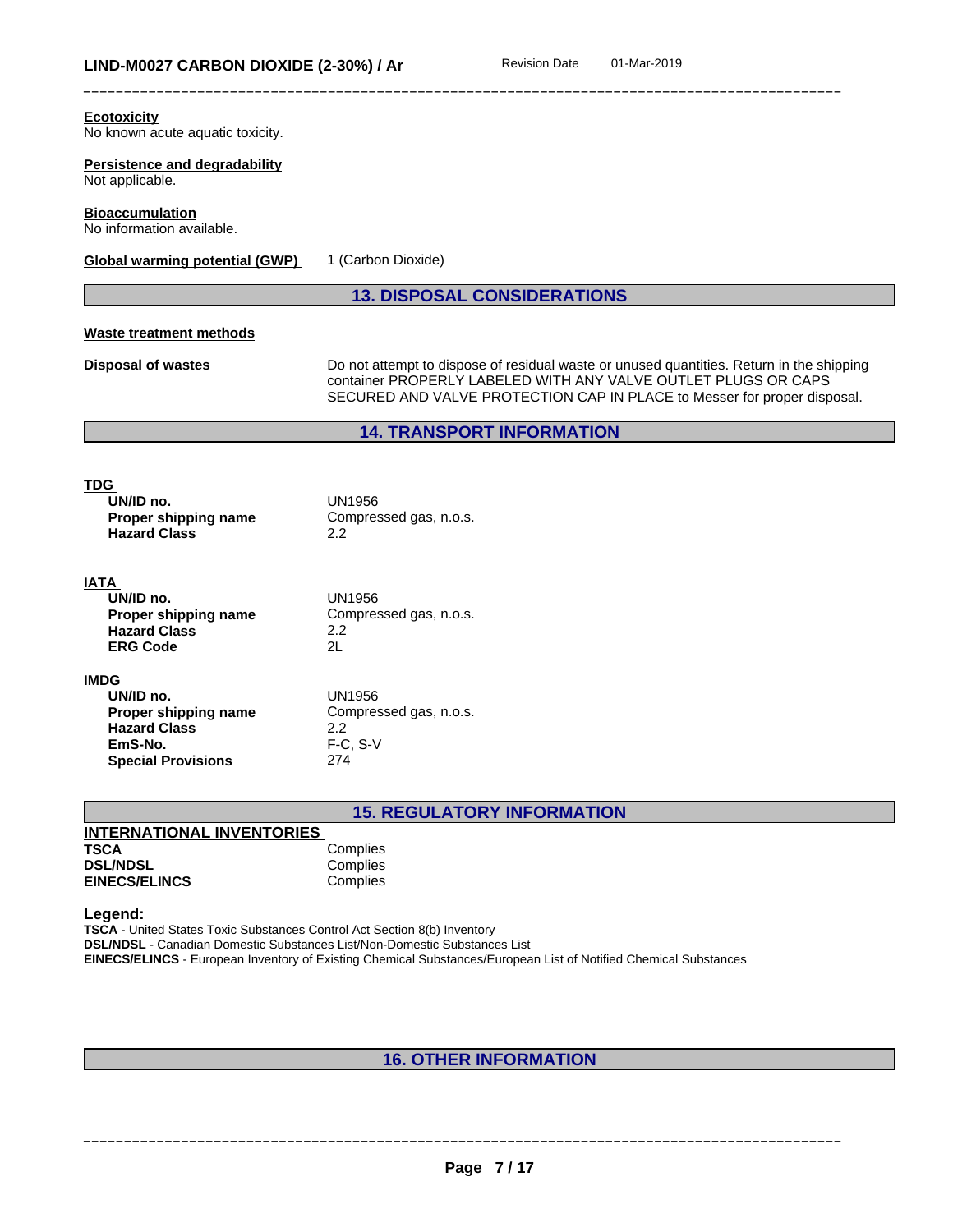**Ecotoxicity**
No known acute aquatic toxicity.

**Persistence and degradability**
Not applicable.

**Bioaccumulation**
No information available.

**Global warming potential (GWP)** 1 (Carbon Dioxide)

## 13. DISPOSAL CONSIDERATIONS

**Waste treatment methods**

**Disposal of wastes** Do not attempt to dispose of residual waste or unused quantities. Return in the shipping container PROPERLY LABELED WITH ANY VALVE OUTLET PLUGS OR CAPS SECURED AND VALVE PROTECTION CAP IN PLACE to Messer for proper disposal.

## 14. TRANSPORT INFORMATION

**TDG**

| | |
|---|---|
| **UN/ID no.** | UN1956 |
| **Proper shipping name** | Compressed gas, n.o.s. |
| **Hazard Class** | 2.2 |

**IATA**

| | |
|---|---|
| **UN/ID no.** | UN1956 |
| **Proper shipping name** | Compressed gas, n.o.s. |
| **Hazard Class** | 2.2 |
| **ERG Code** | 2L |

**IMDG**

| | |
|---|---|
| **UN/ID no.** | UN1956 |
| **Proper shipping name** | Compressed gas, n.o.s. |
| **Hazard Class** | 2.2 |
| **EmS-No.** | F-C, S-V |
| **Special Provisions** | 274 |

## 15. REGULATORY INFORMATION

**INTERNATIONAL INVENTORIES**

| | |
|---|---|
| **TSCA** | Complies |
| **DSL/NDSL** | Complies |
| **EINECS/ELINCS** | Complies |

**Legend:**
**TSCA** - United States Toxic Substances Control Act Section 8(b) Inventory
**DSL/NDSL** - Canadian Domestic Substances List/Non-Domestic Substances List
**EINECS/ELINCS** - European Inventory of Existing Chemical Substances/European List of Notified Chemical Substances

## 16. OTHER INFORMATION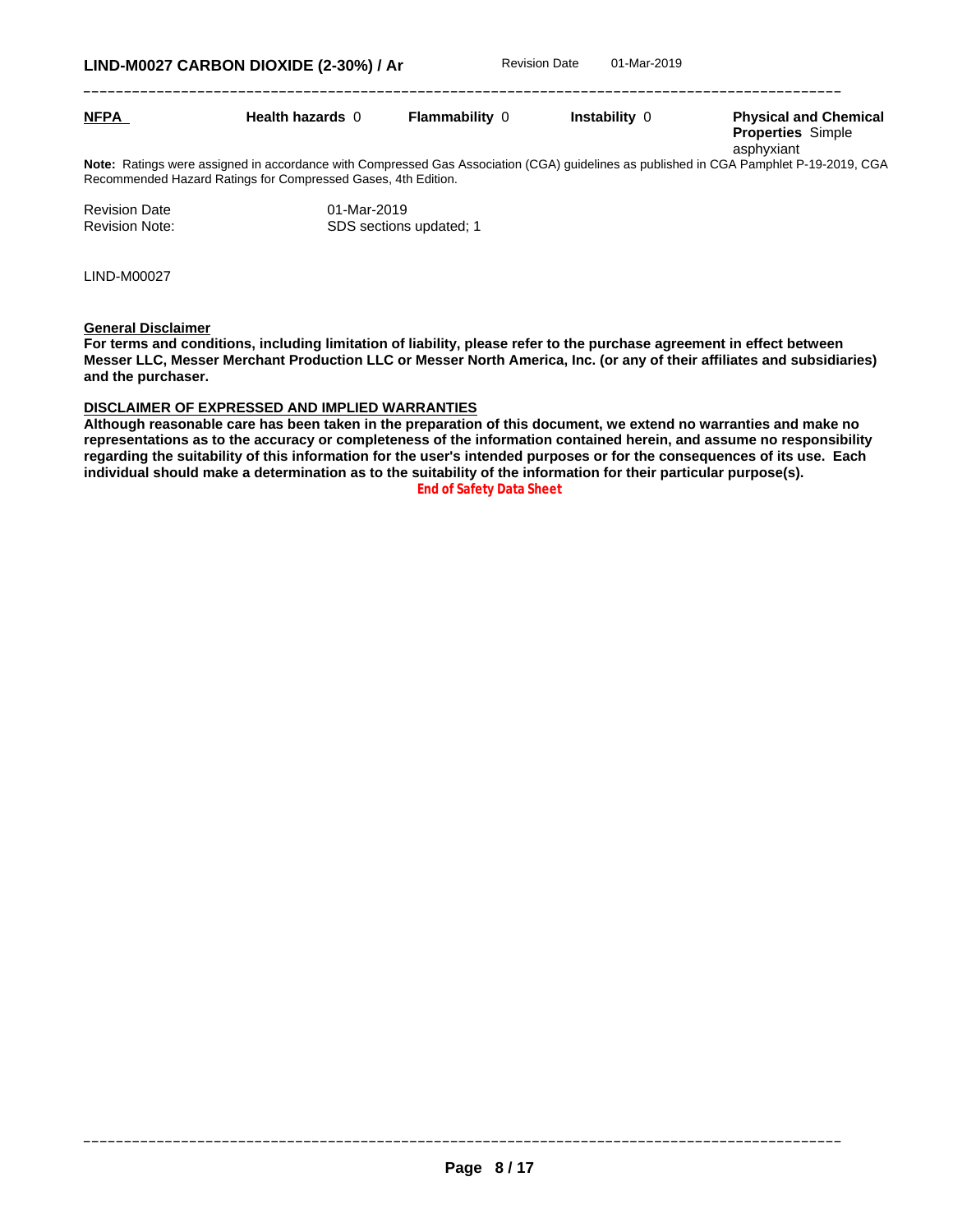| **NFPA** | **Health hazards** 0 | **Flammability** 0 | **Instability** 0 | **Physical and Chemical Properties** Simple asphyxiant |
|---|---|---|---|---|

**Note:** Ratings were assigned in accordance with Compressed Gas Association (CGA) guidelines as published in CGA Pamphlet P-19-2019, CGA Recommended Hazard Ratings for Compressed Gases, 4th Edition.

Revision Date 01-Mar-2019
Revision Note: SDS sections updated; 1

LIND-M00027

**General Disclaimer**

**For terms and conditions, including limitation of liability, please refer to the purchase agreement in effect between Messer LLC, Messer Merchant Production LLC or Messer North America, Inc. (or any of their affiliates and subsidiaries) and the purchaser.**

**DISCLAIMER OF EXPRESSED AND IMPLIED WARRANTIES**

**Although reasonable care has been taken in the preparation of this document, we extend no warranties and make no representations as to the accuracy or completeness of the information contained herein, and assume no responsibility regarding the suitability of this information for the user's intended purposes or for the consequences of its use. Each individual should make a determination as to the suitability of the information for their particular purpose(s).**

**End of Safety Data Sheet**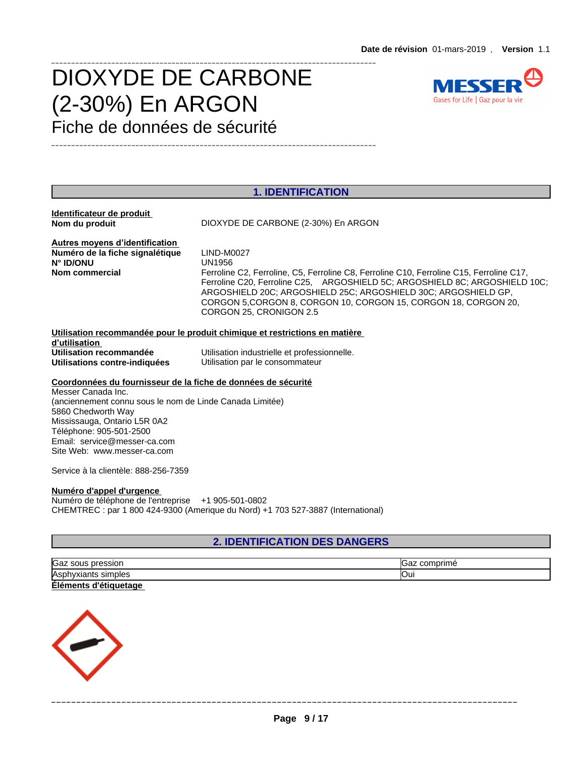Date de révision 01-mars-2019 , Version 1.1

# DIOXYDE DE CARBONE (2-30%) En ARGON

Fiche de données de sécurité

## 1. IDENTIFICATION

**Identificateur de produit**

**Nom du produit** DIOXYDE DE CARBONE (2-30%) En ARGON

**Autres moyens d'identification**

**Numéro de la fiche signalétique** LIND-M0027

**N° ID/ONU** UN1956

**Nom commercial** Ferroline C2, Ferroline, C5, Ferroline C8, Ferroline C10, Ferroline C15, Ferroline C17, Ferroline C20, Ferroline C25, ARGOSHIELD 5C; ARGOSHIELD 8C; ARGOSHIELD 10C; ARGOSHIELD 20C; ARGOSHIELD 25C; ARGOSHIELD 30C; ARGOSHIELD GP, CORGON 5,CORGON 8, CORGON 10, CORGON 15, CORGON 18, CORGON 20, CORGON 25, CRONIGON 2.5

**Utilisation recommandée pour le produit chimique et restrictions en matière d'utilisation**

**Utilisation recommandée** Utilisation industrielle et professionnelle.

**Utilisations contre-indiquées** Utilisation par le consommateur

**Coordonnées du fournisseur de la fiche de données de sécurité**

Messer Canada Inc.
(anciennement connu sous le nom de Linde Canada Limitée)
5860 Chedworth Way
Mississauga, Ontario L5R 0A2
Téléphone: 905-501-2500
Email: service@messer-ca.com
Site Web: www.messer-ca.com

Service à la clientèle: 888-256-7359

**Numéro d'appel d'urgence**

Numéro de téléphone de l'entreprise +1 905-501-0802
CHEMTREC : par 1 800 424-9300 (Amerique du Nord) +1 703 527-3887 (International)

## 2. IDENTIFICATION DES DANGERS

| | |
|---|---|
| Gaz sous pression | Gaz comprimé |
| Asphyxiants simples | Oui |

**Éléments d'étiquetage**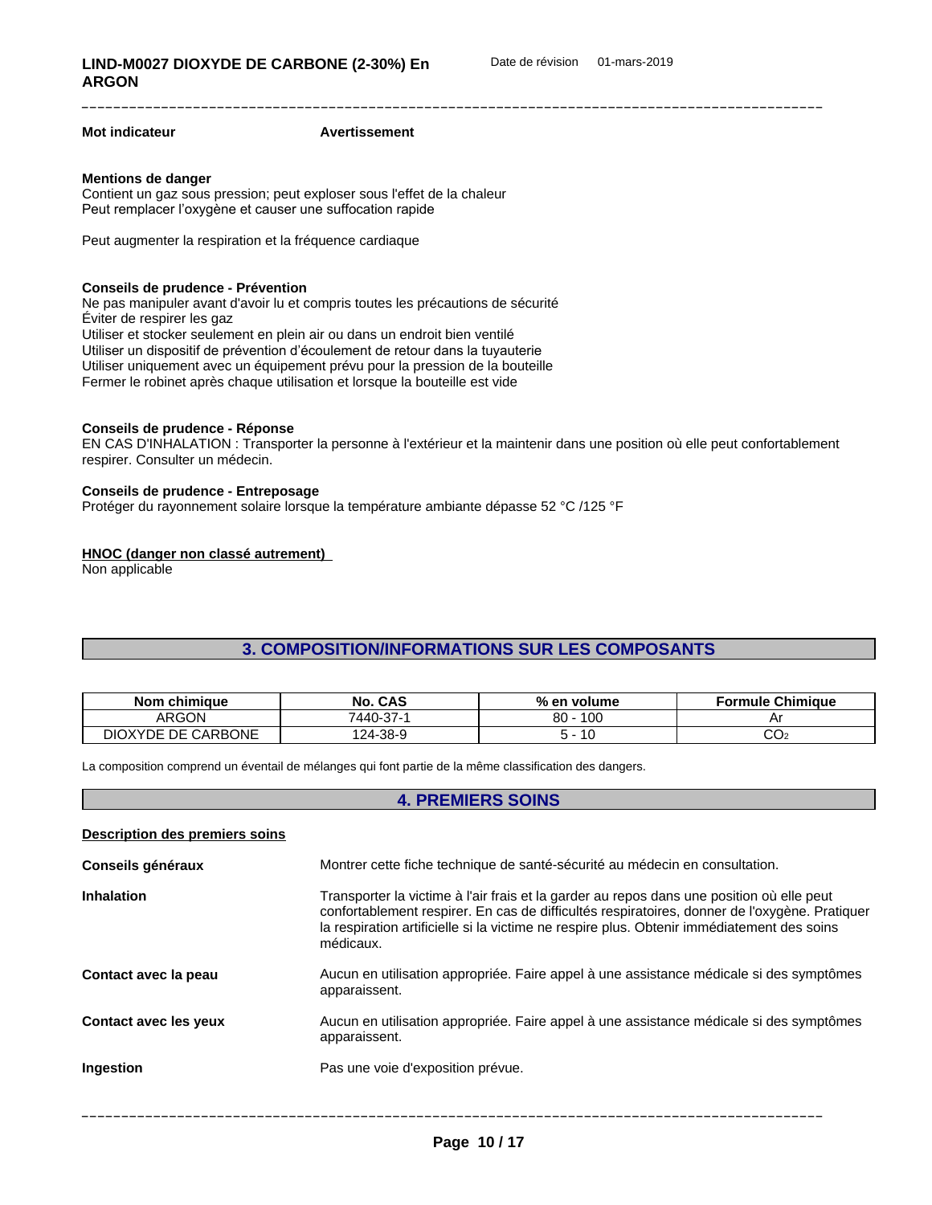**Mot indicateur** **Avertissement**

**Mentions de danger**
Contient un gaz sous pression; peut exploser sous l'effet de la chaleur
Peut remplacer l'oxygène et causer une suffocation rapide

Peut augmenter la respiration et la fréquence cardiaque

**Conseils de prudence - Prévention**
Ne pas manipuler avant d'avoir lu et compris toutes les précautions de sécurité
Éviter de respirer les gaz
Utiliser et stocker seulement en plein air ou dans un endroit bien ventilé
Utiliser un dispositif de prévention d'écoulement de retour dans la tuyauterie
Utiliser uniquement avec un équipement prévu pour la pression de la bouteille
Fermer le robinet après chaque utilisation et lorsque la bouteille est vide

**Conseils de prudence - Réponse**
EN CAS D'INHALATION : Transporter la personne à l'extérieur et la maintenir dans une position où elle peut confortablement respirer. Consulter un médecin.

**Conseils de prudence - Entreposage**
Protéger du rayonnement solaire lorsque la température ambiante dépasse 52 °C /125 °F

**HNOC (danger non classé autrement)**
Non applicable

## 3. COMPOSITION/INFORMATIONS SUR LES COMPOSANTS

| Nom chimique | No. CAS | % en volume | Formule Chimique |
|---|---|---|---|
| ARGON | 7440-37-1 | 80 - 100 | Ar |
| DIOXYDE DE CARBONE | 124-38-9 | 5 - 10 | $CO_2$ |

La composition comprend un éventail de mélanges qui font partie de la même classification des dangers.

## 4. PREMIERS SOINS

**Description des premiers soins**

**Conseils généraux** Montrer cette fiche technique de santé-sécurité au médecin en consultation.

**Inhalation** Transporter la victime à l'air frais et la garder au repos dans une position où elle peut confortablement respirer. En cas de difficultés respiratoires, donner de l'oxygène. Pratiquer la respiration artificielle si la victime ne respire plus. Obtenir immédiatement des soins médicaux.

**Contact avec la peau** Aucun en utilisation appropriée. Faire appel à une assistance médicale si des symptômes apparaissent.

**Contact avec les yeux** Aucun en utilisation appropriée. Faire appel à une assistance médicale si des symptômes apparaissent.

**Ingestion** Pas une voie d'exposition prévue.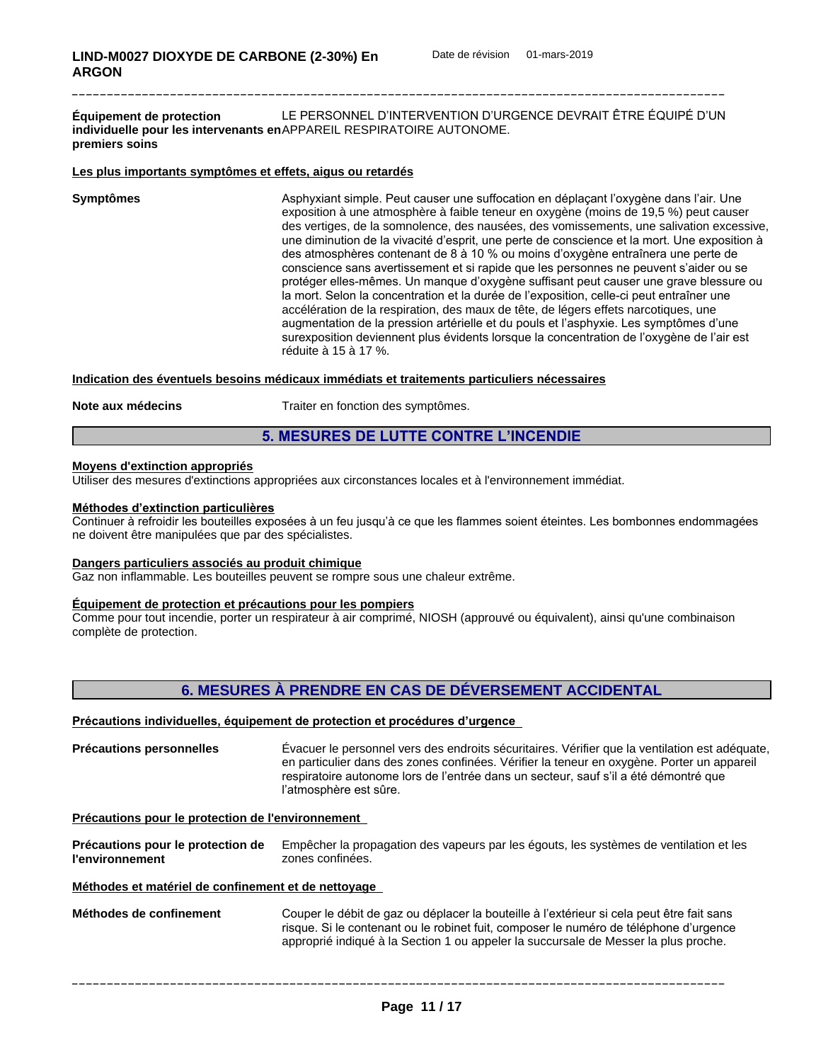**Équipement de protection individuelle pour les intervenants en premiers soins** LE PERSONNEL D'INTERVENTION D'URGENCE DEVRAIT ÊTRE ÉQUIPÉ D'UN APPAREIL RESPIRATOIRE AUTONOME.

**Les plus importants symptômes et effets, aigus ou retardés**

**Symptômes** Asphyxiant simple. Peut causer une suffocation en déplaçant l'oxygène dans l'air. Une exposition à une atmosphère à faible teneur en oxygène (moins de 19,5 %) peut causer des vertiges, de la somnolence, des nausées, des vomissements, une salivation excessive, une diminution de la vivacité d'esprit, une perte de conscience et la mort. Une exposition à des atmosphères contenant de 8 à 10 % ou moins d'oxygène entraînera une perte de conscience sans avertissement et si rapide que les personnes ne peuvent s'aider ou se protéger elles-mêmes. Un manque d'oxygène suffisant peut causer une grave blessure ou la mort. Selon la concentration et la durée de l'exposition, celle-ci peut entraîner une accélération de la respiration, des maux de tête, de légers effets narcotiques, une augmentation de la pression artérielle et du pouls et l'asphyxie. Les symptômes d'une surexposition deviennent plus évidents lorsque la concentration de l'oxygène de l'air est réduite à 15 à 17 %.

**Indication des éventuels besoins médicaux immédiats et traitements particuliers nécessaires**

**Note aux médecins** Traiter en fonction des symptômes.

## 5. MESURES DE LUTTE CONTRE L'INCENDIE

**Moyens d'extinction appropriés**
Utiliser des mesures d'extinctions appropriées aux circonstances locales et à l'environnement immédiat.

**Méthodes d'extinction particulières**
Continuer à refroidir les bouteilles exposées à un feu jusqu'à ce que les flammes soient éteintes. Les bombonnes endommagées ne doivent être manipulées que par des spécialistes.

**Dangers particuliers associés au produit chimique**
Gaz non inflammable. Les bouteilles peuvent se rompre sous une chaleur extrême.

**Équipement de protection et précautions pour les pompiers**
Comme pour tout incendie, porter un respirateur à air comprimé, NIOSH (approuvé ou équivalent), ainsi qu'une combinaison complète de protection.

## 6. MESURES À PRENDRE EN CAS DE DÉVERSEMENT ACCIDENTAL

**Précautions individuelles, équipement de protection et procédures d'urgence**

**Précautions personnelles** Évacuer le personnel vers des endroits sécuritaires. Vérifier que la ventilation est adéquate, en particulier dans des zones confinées. Vérifier la teneur en oxygène. Porter un appareil respiratoire autonome lors de l'entrée dans un secteur, sauf s'il a été démontré que l'atmosphère est sûre.

**Précautions pour le protection de l'environnement**

**Précautions pour le protection de l'environnement** Empêcher la propagation des vapeurs par les égouts, les systèmes de ventilation et les zones confinées.

**Méthodes et matériel de confinement et de nettoyage**

**Méthodes de confinement** Couper le débit de gaz ou déplacer la bouteille à l'extérieur si cela peut être fait sans risque. Si le contenant ou le robinet fuit, composer le numéro de téléphone d'urgence approprié indiqué à la Section 1 ou appeler la succursale de Messer la plus proche.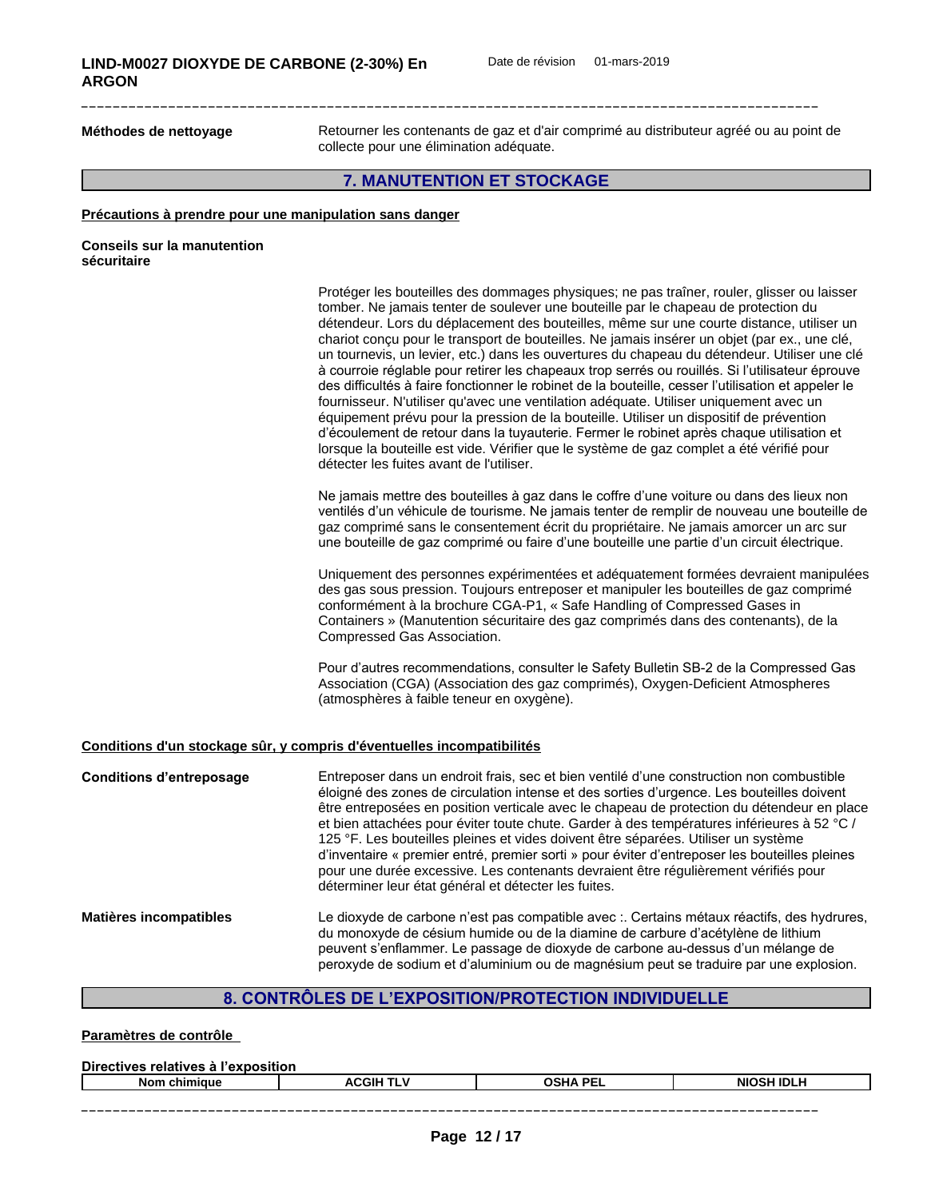**Méthodes de nettoyage**

Retourner les contenants de gaz et d'air comprimé au distributeur agréé ou au point de collecte pour une élimination adéquate.

## 7. MANUTENTION ET STOCKAGE

### Précautions à prendre pour une manipulation sans danger

**Conseils sur la manutention sécuritaire**

Protéger les bouteilles des dommages physiques; ne pas traîner, rouler, glisser ou laisser tomber. Ne jamais tenter de soulever une bouteille par le chapeau de protection du détendeur. Lors du déplacement des bouteilles, même sur une courte distance, utiliser un chariot conçu pour le transport de bouteilles. Ne jamais insérer un objet (par ex., une clé, un tournevis, un levier, etc.) dans les ouvertures du chapeau du détendeur. Utiliser une clé à courroie réglable pour retirer les chapeaux trop serrés ou rouillés. Si l'utilisateur éprouve des difficultés à faire fonctionner le robinet de la bouteille, cesser l'utilisation et appeler le fournisseur. N'utiliser qu'avec une ventilation adéquate. Utiliser uniquement avec un équipement prévu pour la pression de la bouteille. Utiliser un dispositif de prévention d'écoulement de retour dans la tuyauterie. Fermer le robinet après chaque utilisation et lorsque la bouteille est vide. Vérifier que le système de gaz complet a été vérifié pour détecter les fuites avant de l'utiliser.

Ne jamais mettre des bouteilles à gaz dans le coffre d'une voiture ou dans des lieux non ventilés d'un véhicule de tourisme. Ne jamais tenter de remplir de nouveau une bouteille de gaz comprimé sans le consentement écrit du propriétaire. Ne jamais amorcer un arc sur une bouteille de gaz comprimé ou faire d'une bouteille une partie d'un circuit électrique.

Uniquement des personnes expérimentées et adéquatement formées devraient manipulées des gas sous pression. Toujours entreposer et manipuler les bouteilles de gaz comprimé conformément à la brochure CGA-P1, « Safe Handling of Compressed Gases in Containers » (Manutention sécuritaire des gaz comprimés dans des contenants), de la Compressed Gas Association.

Pour d'autres recommendations, consulter le Safety Bulletin SB-2 de la Compressed Gas Association (CGA) (Association des gaz comprimés), Oxygen-Deficient Atmospheres (atmosphères à faible teneur en oxygène).

### Conditions d'un stockage sûr, y compris d'éventuelles incompatibilités

**Conditions d'entreposage**

Entreposer dans un endroit frais, sec et bien ventilé d'une construction non combustible éloigné des zones de circulation intense et des sorties d'urgence. Les bouteilles doivent être entreposées en position verticale avec le chapeau de protection du détendeur en place et bien attachées pour éviter toute chute. Garder à des températures inférieures à 52 °C / 125 °F. Les bouteilles pleines et vides doivent être séparées. Utiliser un système d'inventaire « premier entré, premier sorti » pour éviter d'entreposer les bouteilles pleines pour une durée excessive. Les contenants devraient être régulièrement vérifiés pour déterminer leur état général et détecter les fuites.

**Matières incompatibles**

Le dioxyde de carbone n'est pas compatible avec :. Certains métaux réactifs, des hydrures, du monoxyde de césium humide ou de la diamine de carbure d'acétylène de lithium peuvent s'enflammer. Le passage de dioxyde de carbone au-dessus d'un mélange de peroxyde de sodium et d'aluminium ou de magnésium peut se traduire par une explosion.

## 8. CONTRÔLES DE L'EXPOSITION/PROTECTION INDIVIDUELLE

### Paramètres de contrôle

**Directives relatives à l'exposition**

| Nom chimique | ACGIH TLV | OSHA PEL | NIOSH IDLH |
|---|---|---|---|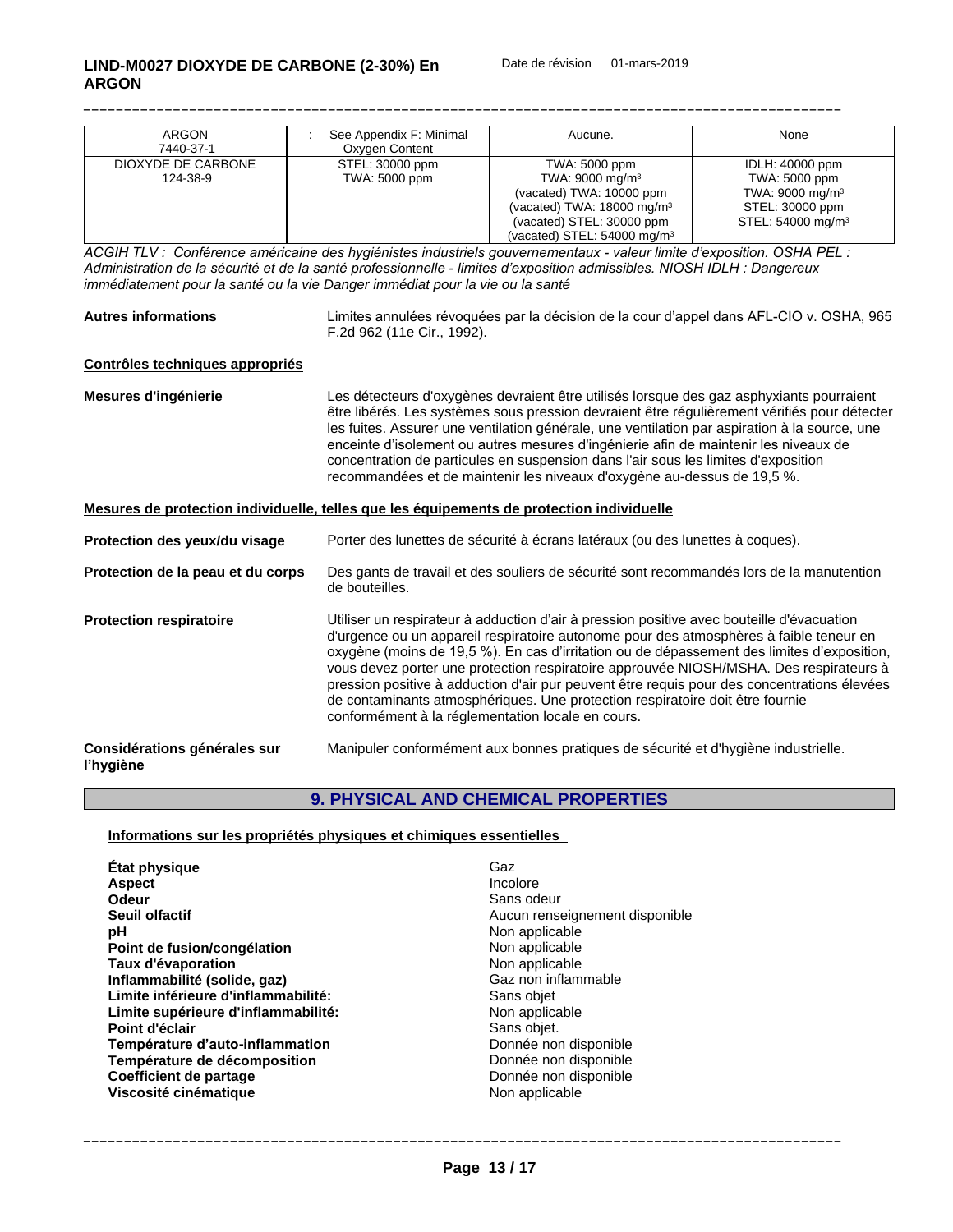| | | | |
|---|---|---|---|
| ARGON 7440-37-1 | : See Appendix F: Minimal Oxygen Content | Aucune. | None |
| DIOXYDE DE CARBONE 124-38-9 | STEL: 30000 ppm TWA: 5000 ppm | TWA: 5000 ppm TWA: 9000 mg/m³ (vacated) TWA: 10000 ppm (vacated) TWA: 18000 mg/m³ (vacated) STEL: 30000 ppm (vacated) STEL: 54000 mg/m³ | IDLH: 40000 ppm TWA: 5000 ppm TWA: 9000 mg/m³ STEL: 30000 ppm STEL: 54000 mg/m³ |

*ACGIH TLV : Conférence américaine des hygiénistes industriels gouvernementaux - valeur limite d'exposition. OSHA PEL : Administration de la sécurité et de la santé professionnelle - limites d'exposition admissibles. NIOSH IDLH : Dangereux immédiatement pour la santé ou la vie Danger immédiat pour la vie ou la santé*

**Autres informations** Limites annulées révoquées par la décision de la cour d'appel dans AFL-CIO v. OSHA, 965 F.2d 962 (11e Cir., 1992).

**Contrôles techniques appropriés**

**Mesures d'ingénierie** Les détecteurs d'oxygènes devraient être utilisés lorsque des gaz asphyxiants pourraient être libérés. Les systèmes sous pression devraient être régulièrement vérifiés pour détecter les fuites. Assurer une ventilation générale, une ventilation par aspiration à la source, une enceinte d'isolement ou autres mesures d'ingénierie afin de maintenir les niveaux de concentration de particules en suspension dans l'air sous les limites d'exposition recommandées et de maintenir les niveaux d'oxygène au-dessus de 19,5 %.

**Mesures de protection individuelle, telles que les équipements de protection individuelle**

**Protection des yeux/du visage** Porter des lunettes de sécurité à écrans latéraux (ou des lunettes à coques).

**Protection de la peau et du corps** Des gants de travail et des souliers de sécurité sont recommandés lors de la manutention de bouteilles.

**Protection respiratoire** Utiliser un respirateur à adduction d'air à pression positive avec bouteille d'évacuation d'urgence ou un appareil respiratoire autonome pour des atmosphères à faible teneur en oxygène (moins de 19,5 %). En cas d'irritation ou de dépassement des limites d'exposition, vous devez porter une protection respiratoire approuvée NIOSH/MSHA. Des respirateurs à pression positive à adduction d'air pur peuvent être requis pour des concentrations élevées de contaminants atmosphériques. Une protection respiratoire doit être fournie conformément à la réglementation locale en cours.

**Considérations générales sur l'hygiène** Manipuler conformément aux bonnes pratiques de sécurité et d'hygiène industrielle.

## 9. PHYSICAL AND CHEMICAL PROPERTIES

**Informations sur les propriétés physiques et chimiques essentielles**

| | |
|---|---|
| **État physique** | Gaz |
| **Aspect** | Incolore |
| **Odeur** | Sans odeur |
| **Seuil olfactif** | Aucun renseignement disponible |
| **pH** | Non applicable |
| **Point de fusion/congélation** | Non applicable |
| **Taux d'évaporation** | Non applicable |
| **Inflammabilité (solide, gaz)** | Gaz non inflammable |
| **Limite inférieure d'inflammabilité:** | Sans objet |
| **Limite supérieure d'inflammabilité:** | Non applicable |
| **Point d'éclair** | Sans objet. |
| **Température d'auto-inflammation** | Donnée non disponible |
| **Température de décomposition** | Donnée non disponible |
| **Coefficient de partage** | Donnée non disponible |
| **Viscosité cinématique** | Non applicable |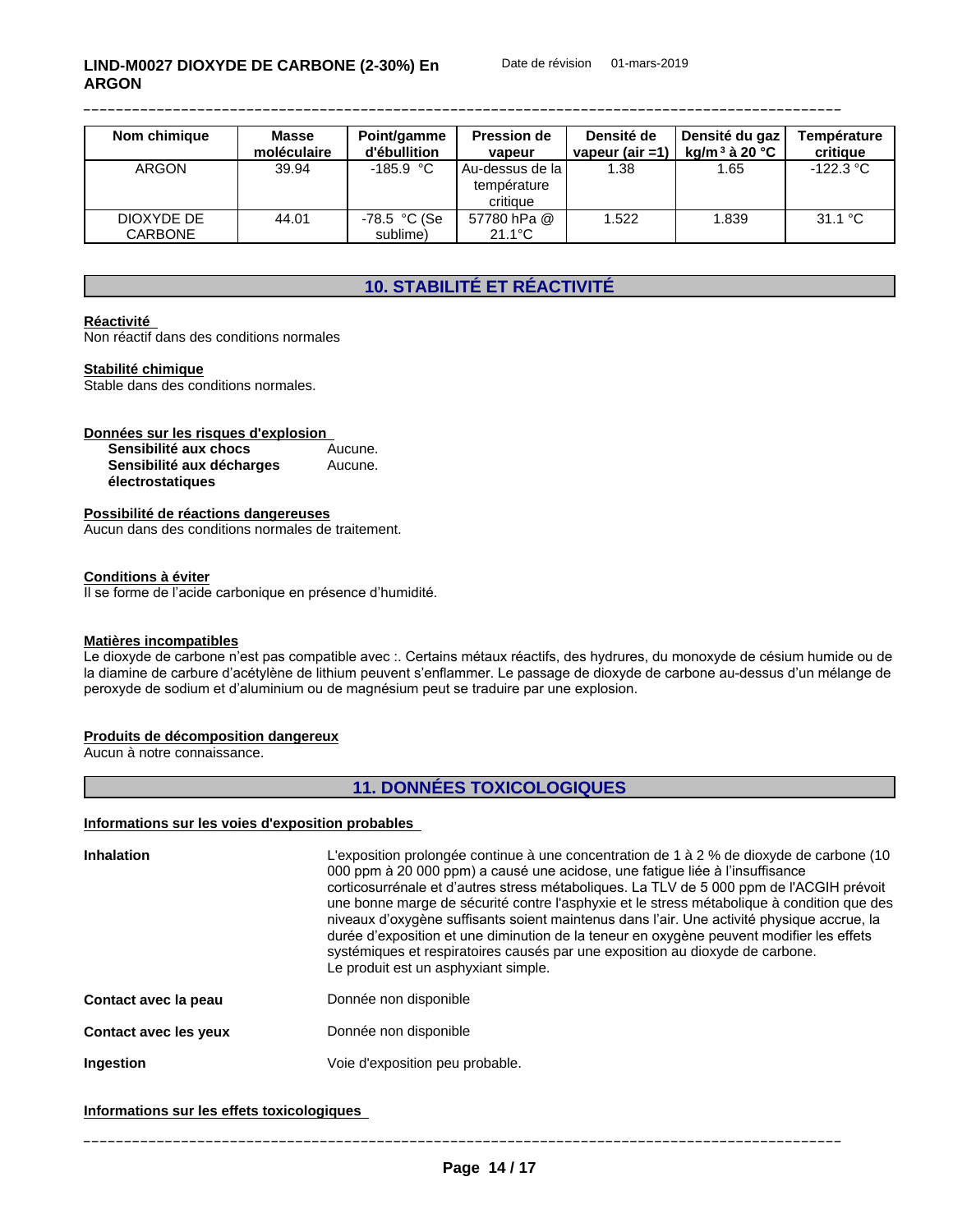| Nom chimique | Masse moléculaire | Point/gamme d'ébullition | Pression de vapeur | Densité de vapeur (air =1) | Densité du gaz kg/m³ à 20 °C | Température critique |
|---|---|---|---|---|---|---|
| ARGON | 39.94 | -185.9 °C | Au-dessus de la température critique | 1.38 | 1.65 | -122.3 °C |
| DIOXYDE DE CARBONE | 44.01 | -78.5 °C (Se sublime) | 57780 hPa @ 21.1°C | 1.522 | 1.839 | 31.1 °C |

## 10. STABILITÉ ET RÉACTIVITÉ

**Réactivité**
Non réactif dans des conditions normales

**Stabilité chimique**
Stable dans des conditions normales.

**Données sur les risques d'explosion**

| | |
|---|---|
| **Sensibilité aux chocs** | Aucune. |
| **Sensibilité aux décharges électrostatiques** | Aucune. |

**Possibilité de réactions dangereuses**
Aucun dans des conditions normales de traitement.

**Conditions à éviter**
Il se forme de l'acide carbonique en présence d'humidité.

**Matières incompatibles**
Le dioxyde de carbone n'est pas compatible avec :. Certains métaux réactifs, des hydrures, du monoxyde de césium humide ou de la diamine de carbure d'acétylène de lithium peuvent s'enflammer. Le passage de dioxyde de carbone au-dessus d'un mélange de peroxyde de sodium et d'aluminium ou de magnésium peut se traduire par une explosion.

**Produits de décomposition dangereux**
Aucun à notre connaissance.

## 11. DONNÉES TOXICOLOGIQUES

**Informations sur les voies d'exposition probables**

**Inhalation** — L'exposition prolongée continue à une concentration de 1 à 2 % de dioxyde de carbone (10 000 ppm à 20 000 ppm) a causé une acidose, une fatigue liée à l'insuffisance corticosurrénale et d'autres stress métaboliques. La TLV de 5 000 ppm de l'ACGIH prévoit une bonne marge de sécurité contre l'asphyxie et le stress métabolique à condition que des niveaux d'oxygène suffisants soient maintenus dans l'air. Une activité physique accrue, la durée d'exposition et une diminution de la teneur en oxygène peuvent modifier les effets systémiques et respiratoires causés par une exposition au dioxyde de carbone.
Le produit est un asphyxiant simple.

**Contact avec la peau** — Donnée non disponible

**Contact avec les yeux** — Donnée non disponible

**Ingestion** — Voie d'exposition peu probable.

**Informations sur les effets toxicologiques**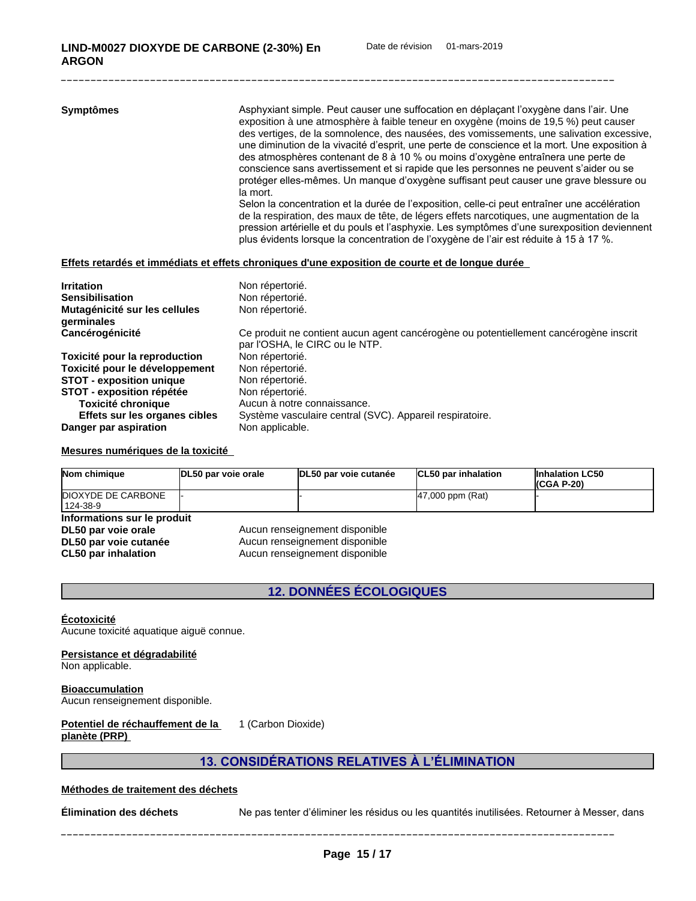**Symptômes**

Asphyxiant simple. Peut causer une suffocation en déplaçant l'oxygène dans l'air. Une exposition à une atmosphère à faible teneur en oxygène (moins de 19,5 %) peut causer des vertiges, de la somnolence, des nausées, des vomissements, une salivation excessive, une diminution de la vivacité d'esprit, une perte de conscience et la mort. Une exposition à des atmosphères contenant de 8 à 10 % ou moins d'oxygène entraînera une perte de conscience sans avertissement et si rapide que les personnes ne peuvent s'aider ou se protéger elles-mêmes. Un manque d'oxygène suffisant peut causer une grave blessure ou la mort.
Selon la concentration et la durée de l'exposition, celle-ci peut entraîner une accélération de la respiration, des maux de tête, de légers effets narcotiques, une augmentation de la pression artérielle et du pouls et l'asphyxie. Les symptômes d'une surexposition deviennent plus évidents lorsque la concentration de l'oxygène de l'air est réduite à 15 à 17 %.

**Effets retardés et immédiats et effets chroniques d'une exposition de courte et de longue durée**

| | |
|---|---|
| **Irritation** | Non répertorié. |
| **Sensibilisation** | Non répertorié. |
| **Mutagénicité sur les cellules germinales** | Non répertorié. |
| **Cancérogénicité** | Ce produit ne contient aucun agent cancérogène ou potentiellement cancérogène inscrit par l'OSHA, le CIRC ou le NTP. |
| **Toxicité pour la reproduction** | Non répertorié. |
| **Toxicité pour le développement** | Non répertorié. |
| **STOT - exposition unique** | Non répertorié. |
| **STOT - exposition répétée** | Non répertorié. |
| **Toxicité chronique** | Aucun à notre connaissance. |
| **Effets sur les organes cibles** | Système vasculaire central (SVC). Appareil respiratoire. |
| **Danger par aspiration** | Non applicable. |

**Mesures numériques de la toxicité**

| Nom chimique | DL50 par voie orale | DL50 par voie cutanée | CL50 par inhalation | Inhalation LC50 (CGA P-20) |
|---|---|---|---|---|
| DIOXYDE DE CARBONE 124-38-9 | - | - | 47,000 ppm (Rat) | - |

**Informations sur le produit**

| | |
|---|---|
| **DL50 par voie orale** | Aucun renseignement disponible |
| **DL50 par voie cutanée** | Aucun renseignement disponible |
| **CL50 par inhalation** | Aucun renseignement disponible |

## 12. DONNÉES ÉCOLOGIQUES

**Écotoxicité**
Aucune toxicité aquatique aiguë connue.

**Persistance et dégradabilité**
Non applicable.

**Bioaccumulation**
Aucun renseignement disponible.

**Potentiel de réchauffement de la planète (PRP)** 1 (Carbon Dioxide)

## 13. CONSIDÉRATIONS RELATIVES À L'ÉLIMINATION

**Méthodes de traitement des déchets**

**Élimination des déchets** Ne pas tenter d'éliminer les résidus ou les quantités inutilisées. Retourner à Messer, dans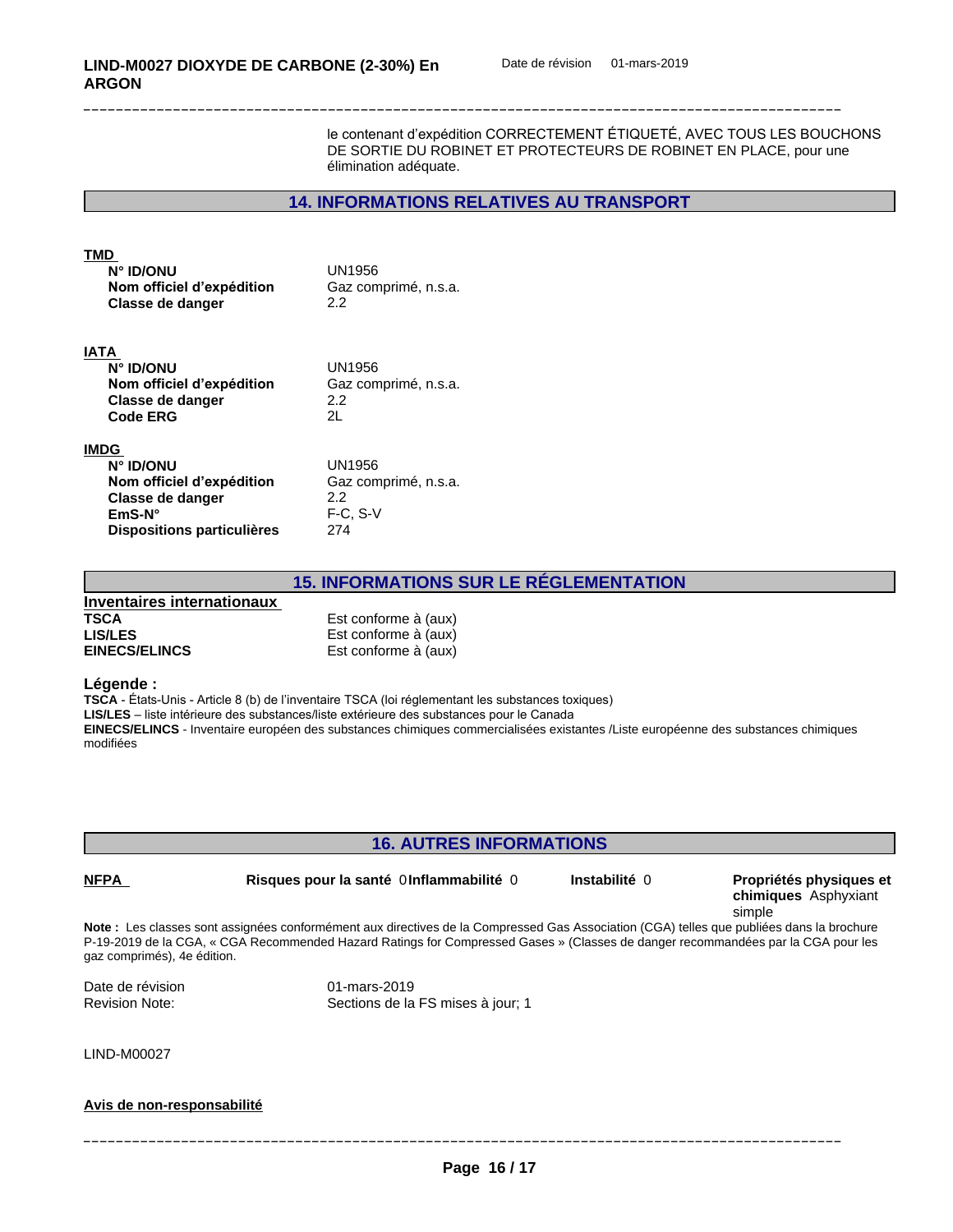le contenant d'expédition CORRECTEMENT ÉTIQUETÉ, AVEC TOUS LES BOUCHONS DE SORTIE DU ROBINET ET PROTECTEURS DE ROBINET EN PLACE, pour une élimination adéquate.

## 14. INFORMATIONS RELATIVES AU TRANSPORT

**TMD**

| | |
|---|---|
| **N° ID/ONU** | UN1956 |
| **Nom officiel d'expédition** | Gaz comprimé, n.s.a. |
| **Classe de danger** | 2.2 |

**IATA**

| | |
|---|---|
| **N° ID/ONU** | UN1956 |
| **Nom officiel d'expédition** | Gaz comprimé, n.s.a. |
| **Classe de danger** | 2.2 |
| **Code ERG** | 2L |

**IMDG**

| | |
|---|---|
| **N° ID/ONU** | UN1956 |
| **Nom officiel d'expédition** | Gaz comprimé, n.s.a. |
| **Classe de danger** | 2.2 |
| **EmS-N°** | F-C, S-V |
| **Dispositions particulières** | 274 |

## 15. INFORMATIONS SUR LE RÉGLEMENTATION

**Inventaires internationaux**

| | |
|---|---|
| **TSCA** | Est conforme à (aux) |
| **LIS/LES** | Est conforme à (aux) |
| **EINECS/ELINCS** | Est conforme à (aux) |

**Légende :**

**TSCA** - États-Unis - Article 8 (b) de l'inventaire TSCA (loi réglementant les substances toxiques)
**LIS/LES** – liste intérieure des substances/liste extérieure des substances pour le Canada
**EINECS/ELINCS** - Inventaire européen des substances chimiques commercialisées existantes /Liste européenne des substances chimiques modifiées

## 16. AUTRES INFORMATIONS

**NFPA** — **Risques pour la santé** 0 — **Inflammabilité** 0 — **Instabilité** 0 — **Propriétés physiques et chimiques** Asphyxiant simple

**Note :** Les classes sont assignées conformément aux directives de la Compressed Gas Association (CGA) telles que publiées dans la brochure P-19-2019 de la CGA, « CGA Recommended Hazard Ratings for Compressed Gases » (Classes de danger recommandées par la CGA pour les gaz comprimés), 4e édition.

| | |
|---|---|
| Date de révision | 01-mars-2019 |
| Revision Note: | Sections de la FS mises à jour; 1 |

LIND-M00027

**Avis de non-responsabilité**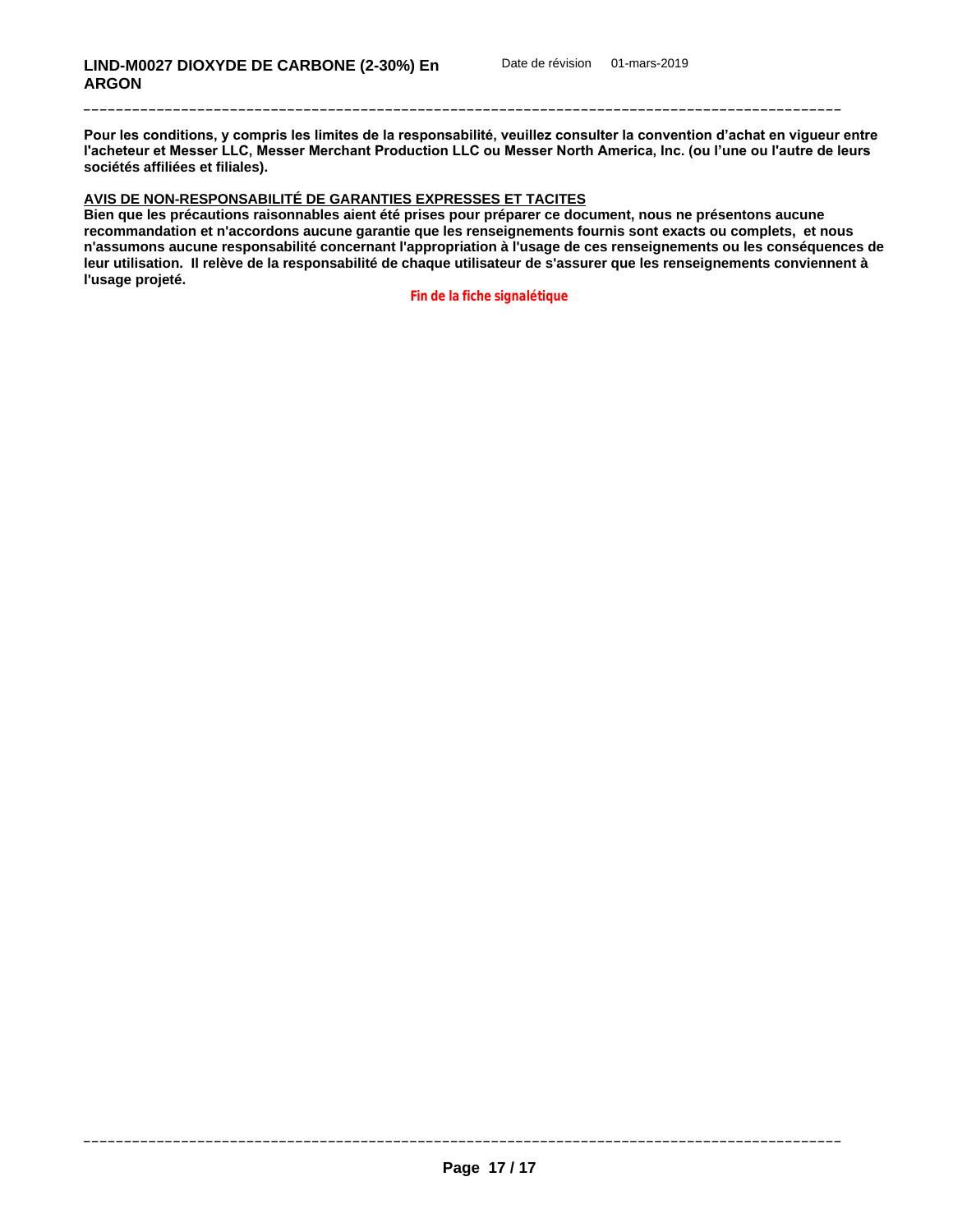**Pour les conditions, y compris les limites de la responsabilité, veuillez consulter la convention d'achat en vigueur entre l'acheteur et Messer LLC, Messer Merchant Production LLC ou Messer North America, Inc. (ou l'une ou l'autre de leurs sociétés affiliées et filiales).**

**AVIS DE NON-RESPONSABILITÉ DE GARANTIES EXPRESSES ET TACITES**

**Bien que les précautions raisonnables aient été prises pour préparer ce document, nous ne présentons aucune recommandation et n'accordons aucune garantie que les renseignements fournis sont exacts ou complets, et nous n'assumons aucune responsabilité concernant l'appropriation à l'usage de ces renseignements ou les conséquences de leur utilisation. Il relève de la responsabilité de chaque utilisateur de s'assurer que les renseignements conviennent à l'usage projeté.**

**Fin de la fiche signalétique**